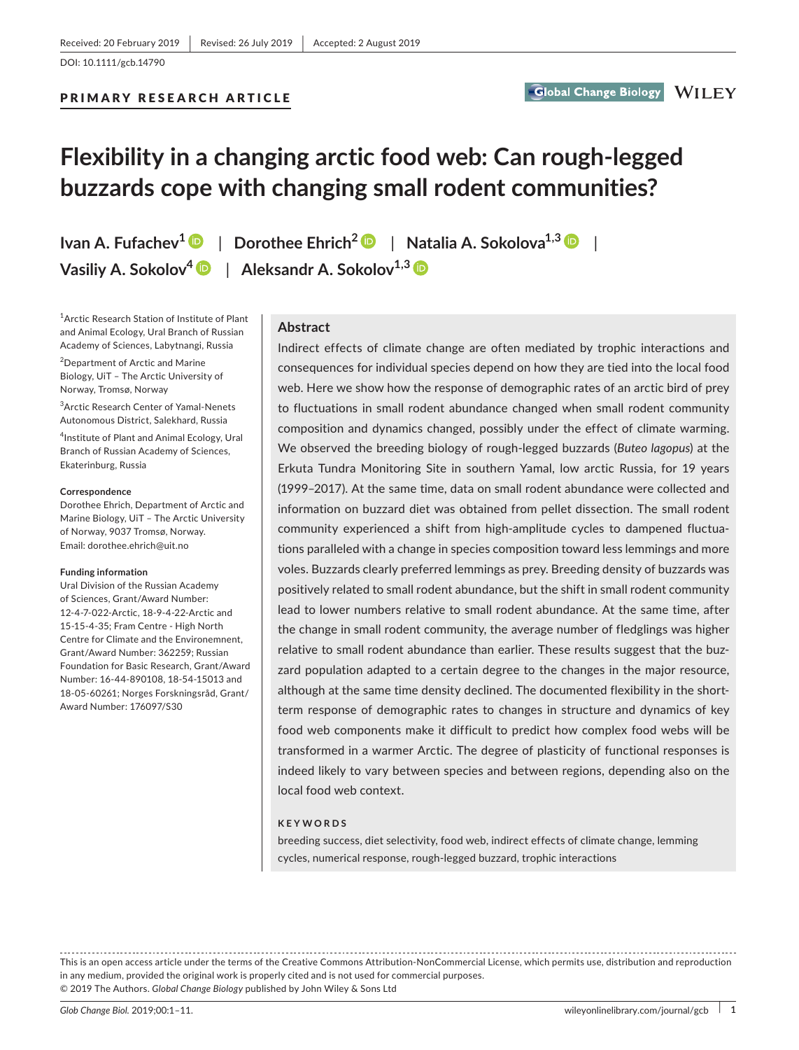Received: 20 February 2019 | Revised: 26 July 2019 | Accepted: 2 August 2019

DOI: 10.1111/gcb.14790

**PRIMARY RESEARCH ARTICLE**

# Flexibility in a changing arctic food web: Can rough-legged buzzards cope with changing small rodent communities?

**Ivan A. Fufachev[1] | Dorothee Ehrich[2] | Natalia A. Sokolova[1,3] | Vasiliy A. Sokolov[4] | Aleksandr A. Sokolov[1,3]**

[1]Arctic Research Station of Institute of Plant and Animal Ecology, Ural Branch of Russian Academy of Sciences, Labytnangi, Russia

[2]Department of Arctic and Marine Biology, UiT – The Arctic University of Norway, Tromsø, Norway

[3]Arctic Research Center of Yamal-Nenets Autonomous District, Salekhard, Russia

[4]Institute of Plant and Animal Ecology, Ural Branch of Russian Academy of Sciences, Ekaterinburg, Russia

**Correspondence**
Dorothee Ehrich, Department of Arctic and Marine Biology, UiT – The Arctic University of Norway, 9037 Tromsø, Norway.
Email: dorothee.ehrich@uit.no

**Funding information**
Ural Division of the Russian Academy of Sciences, Grant/Award Number: 12-4-7-022-Arctic, 18-9-4-22-Arctic and 15-15-4-35; Fram Centre - High North Centre for Climate and the Environemnent, Grant/Award Number: 362259; Russian Foundation for Basic Research, Grant/Award Number: 16-44-890108, 18-54-15013 and 18-05-60261; Norges Forskningsråd, Grant/Award Number: 176097/S30

## Abstract

Indirect effects of climate change are often mediated by trophic interactions and consequences for individual species depend on how they are tied into the local food web. Here we show how the response of demographic rates of an arctic bird of prey to fluctuations in small rodent abundance changed when small rodent community composition and dynamics changed, possibly under the effect of climate warming. We observed the breeding biology of rough-legged buzzards (*Buteo lagopus*) at the Erkuta Tundra Monitoring Site in southern Yamal, low arctic Russia, for 19 years (1999–2017). At the same time, data on small rodent abundance were collected and information on buzzard diet was obtained from pellet dissection. The small rodent community experienced a shift from high-amplitude cycles to dampened fluctuations paralleled with a change in species composition toward less lemmings and more voles. Buzzards clearly preferred lemmings as prey. Breeding density of buzzards was positively related to small rodent abundance, but the shift in small rodent community lead to lower numbers relative to small rodent abundance. At the same time, after the change in small rodent community, the average number of fledglings was higher relative to small rodent abundance than earlier. These results suggest that the buzzard population adapted to a certain degree to the changes in the major resource, although at the same time density declined. The documented flexibility in the short-term response of demographic rates to changes in structure and dynamics of key food web components make it difficult to predict how complex food webs will be transformed in a warmer Arctic. The degree of plasticity of functional responses is indeed likely to vary between species and between regions, depending also on the local food web context.

**KEYWORDS**

breeding success, diet selectivity, food web, indirect effects of climate change, lemming cycles, numerical response, rough-legged buzzard, trophic interactions

This is an open access article under the terms of the Creative Commons Attribution-NonCommercial License, which permits use, distribution and reproduction in any medium, provided the original work is properly cited and is not used for commercial purposes.
© 2019 The Authors. *Global Change Biology* published by John Wiley & Sons Ltd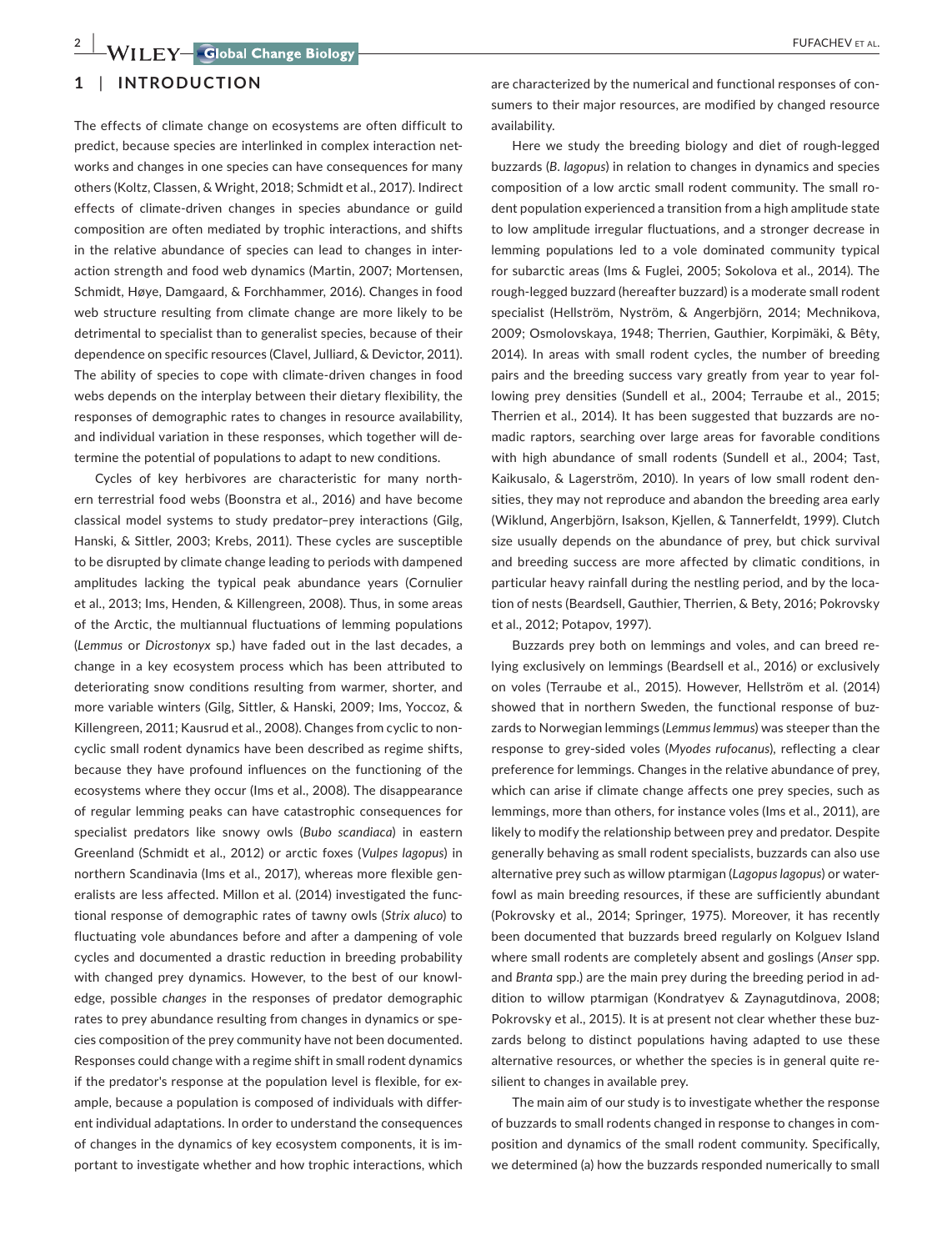## 1 | INTRODUCTION

The effects of climate change on ecosystems are often difficult to predict, because species are interlinked in complex interaction networks and changes in one species can have consequences for many others (Koltz, Classen, & Wright, 2018; Schmidt et al., 2017). Indirect effects of climate-driven changes in species abundance or guild composition are often mediated by trophic interactions, and shifts in the relative abundance of species can lead to changes in interaction strength and food web dynamics (Martin, 2007; Mortensen, Schmidt, Høye, Damgaard, & Forchhammer, 2016). Changes in food web structure resulting from climate change are more likely to be detrimental to specialist than to generalist species, because of their dependence on specific resources (Clavel, Julliard, & Devictor, 2011). The ability of species to cope with climate-driven changes in food webs depends on the interplay between their dietary flexibility, the responses of demographic rates to changes in resource availability, and individual variation in these responses, which together will determine the potential of populations to adapt to new conditions.

Cycles of key herbivores are characteristic for many northern terrestrial food webs (Boonstra et al., 2016) and have become classical model systems to study predator–prey interactions (Gilg, Hanski, & Sittler, 2003; Krebs, 2011). These cycles are susceptible to be disrupted by climate change leading to periods with dampened amplitudes lacking the typical peak abundance years (Cornulier et al., 2013; Ims, Henden, & Killengreen, 2008). Thus, in some areas of the Arctic, the multiannual fluctuations of lemming populations (*Lemmus* or *Dicrostonyx* sp.) have faded out in the last decades, a change in a key ecosystem process which has been attributed to deteriorating snow conditions resulting from warmer, shorter, and more variable winters (Gilg, Sittler, & Hanski, 2009; Ims, Yoccoz, & Killengreen, 2011; Kausrud et al., 2008). Changes from cyclic to noncyclic small rodent dynamics have been described as regime shifts, because they have profound influences on the functioning of the ecosystems where they occur (Ims et al., 2008). The disappearance of regular lemming peaks can have catastrophic consequences for specialist predators like snowy owls (*Bubo scandiaca*) in eastern Greenland (Schmidt et al., 2012) or arctic foxes (*Vulpes lagopus*) in northern Scandinavia (Ims et al., 2017), whereas more flexible generalists are less affected. Millon et al. (2014) investigated the functional response of demographic rates of tawny owls (*Strix aluco*) to fluctuating vole abundances before and after a dampening of vole cycles and documented a drastic reduction in breeding probability with changed prey dynamics. However, to the best of our knowledge, possible *changes* in the responses of predator demographic rates to prey abundance resulting from changes in dynamics or species composition of the prey community have not been documented. Responses could change with a regime shift in small rodent dynamics if the predator's response at the population level is flexible, for example, because a population is composed of individuals with different individual adaptations. In order to understand the consequences of changes in the dynamics of key ecosystem components, it is important to investigate whether and how trophic interactions, which are characterized by the numerical and functional responses of consumers to their major resources, are modified by changed resource availability.

Here we study the breeding biology and diet of rough-legged buzzards (*B. lagopus*) in relation to changes in dynamics and species composition of a low arctic small rodent community. The small rodent population experienced a transition from a high amplitude state to low amplitude irregular fluctuations, and a stronger decrease in lemming populations led to a vole dominated community typical for subarctic areas (Ims & Fuglei, 2005; Sokolova et al., 2014). The rough-legged buzzard (hereafter buzzard) is a moderate small rodent specialist (Hellström, Nyström, & Angerbjörn, 2014; Mechnikova, 2009; Osmolovskaya, 1948; Therrien, Gauthier, Korpimäki, & Bêty, 2014). In areas with small rodent cycles, the number of breeding pairs and the breeding success vary greatly from year to year following prey densities (Sundell et al., 2004; Terraube et al., 2015; Therrien et al., 2014). It has been suggested that buzzards are nomadic raptors, searching over large areas for favorable conditions with high abundance of small rodents (Sundell et al., 2004; Tast, Kaikusalo, & Lagerström, 2010). In years of low small rodent densities, they may not reproduce and abandon the breeding area early (Wiklund, Angerbjörn, Isakson, Kjellen, & Tannerfeldt, 1999). Clutch size usually depends on the abundance of prey, but chick survival and breeding success are more affected by climatic conditions, in particular heavy rainfall during the nestling period, and by the location of nests (Beardsell, Gauthier, Therrien, & Bety, 2016; Pokrovsky et al., 2012; Potapov, 1997).

Buzzards prey both on lemmings and voles, and can breed relying exclusively on lemmings (Beardsell et al., 2016) or exclusively on voles (Terraube et al., 2015). However, Hellström et al. (2014) showed that in northern Sweden, the functional response of buzzards to Norwegian lemmings (*Lemmus lemmus*) was steeper than the response to grey-sided voles (*Myodes rufocanus*), reflecting a clear preference for lemmings. Changes in the relative abundance of prey, which can arise if climate change affects one prey species, such as lemmings, more than others, for instance voles (Ims et al., 2011), are likely to modify the relationship between prey and predator. Despite generally behaving as small rodent specialists, buzzards can also use alternative prey such as willow ptarmigan (*Lagopus lagopus*) or waterfowl as main breeding resources, if these are sufficiently abundant (Pokrovsky et al., 2014; Springer, 1975). Moreover, it has recently been documented that buzzards breed regularly on Kolguev Island where small rodents are completely absent and goslings (*Anser* spp. and *Branta* spp.) are the main prey during the breeding period in addition to willow ptarmigan (Kondratyev & Zaynagutdinova, 2008; Pokrovsky et al., 2015). It is at present not clear whether these buzzards belong to distinct populations having adapted to use these alternative resources, or whether the species is in general quite resilient to changes in available prey.

The main aim of our study is to investigate whether the response of buzzards to small rodents changed in response to changes in composition and dynamics of the small rodent community. Specifically, we determined (a) how the buzzards responded numerically to small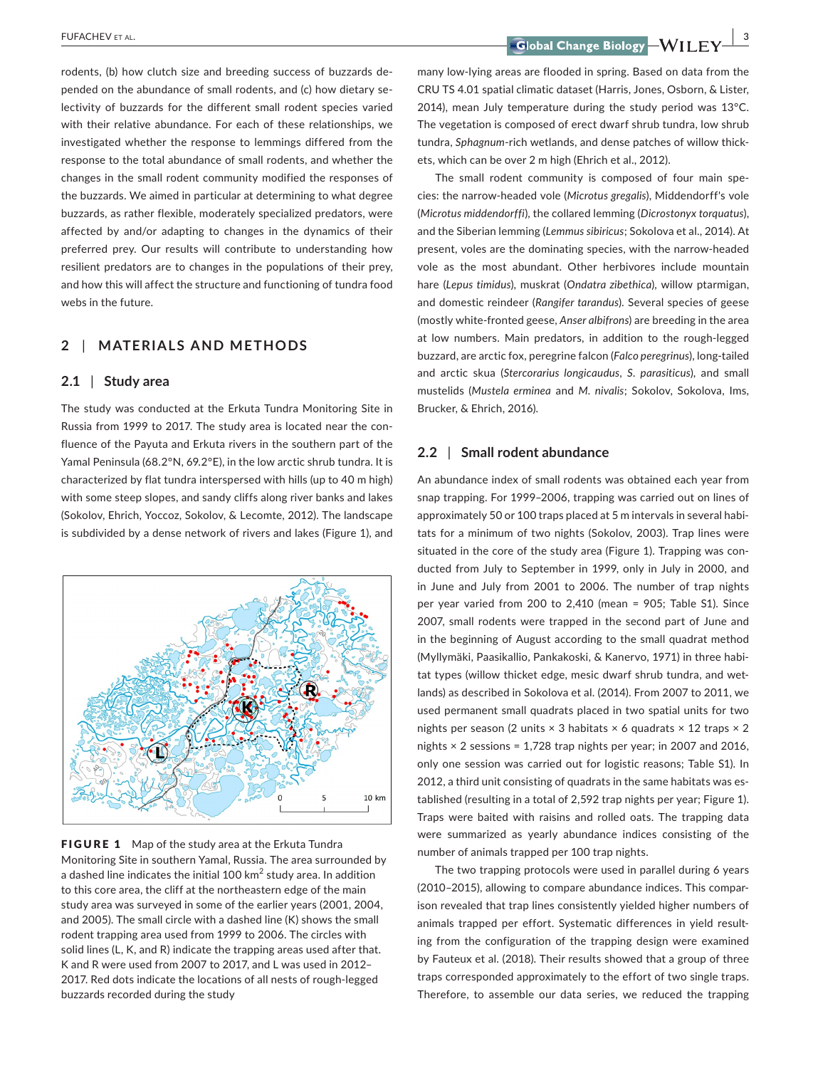rodents, (b) how clutch size and breeding success of buzzards depended on the abundance of small rodents, and (c) how dietary selectivity of buzzards for the different small rodent species varied with their relative abundance. For each of these relationships, we investigated whether the response to lemmings differed from the response to the total abundance of small rodents, and whether the changes in the small rodent community modified the responses of the buzzards. We aimed in particular at determining to what degree buzzards, as rather flexible, moderately specialized predators, were affected by and/or adapting to changes in the dynamics of their preferred prey. Our results will contribute to understanding how resilient predators are to changes in the populations of their prey, and how this will affect the structure and functioning of tundra food webs in the future.

## 2 | MATERIALS AND METHODS

### 2.1 | Study area

The study was conducted at the Erkuta Tundra Monitoring Site in Russia from 1999 to 2017. The study area is located near the confluence of the Payuta and Erkuta rivers in the southern part of the Yamal Peninsula (68.2°N, 69.2°E), in the low arctic shrub tundra. It is characterized by flat tundra interspersed with hills (up to 40 m high) with some steep slopes, and sandy cliffs along river banks and lakes (Sokolov, Ehrich, Yoccoz, Sokolov, & Lecomte, 2012). The landscape is subdivided by a dense network of rivers and lakes (Figure 1), and many low-lying areas are flooded in spring. Based on data from the CRU TS 4.01 spatial climatic dataset (Harris, Jones, Osborn, & Lister, 2014), mean July temperature during the study period was 13°C. The vegetation is composed of erect dwarf shrub tundra, low shrub tundra, *Sphagnum*-rich wetlands, and dense patches of willow thickets, which can be over 2 m high (Ehrich et al., 2012).

The small rodent community is composed of four main species: the narrow-headed vole (*Microtus gregalis*), Middendorff's vole (*Microtus middendorffi*), the collared lemming (*Dicrostonyx torquatus*), and the Siberian lemming (*Lemmus sibiricus*; Sokolova et al., 2014). At present, voles are the dominating species, with the narrow-headed vole as the most abundant. Other herbivores include mountain hare (*Lepus timidus*), muskrat (*Ondatra zibethica*), willow ptarmigan, and domestic reindeer (*Rangifer tarandus*). Several species of geese (mostly white-fronted geese, *Anser albifrons*) are breeding in the area at low numbers. Main predators, in addition to the rough-legged buzzard, are arctic fox, peregrine falcon (*Falco peregrinus*), long-tailed and arctic skua (*Stercorarius longicaudus*, *S. parasiticus*), and small mustelids (*Mustela erminea* and *M. nivalis*; Sokolov, Sokolova, Ims, Brucker, & Ehrich, 2016).

**FIGURE 1** Map of the study area at the Erkuta Tundra Monitoring Site in southern Yamal, Russia. The area surrounded by a dashed line indicates the initial 100 km$^2$ study area. In addition to this core area, the cliff at the northeastern edge of the main study area was surveyed in some of the earlier years (2001, 2004, and 2005). The small circle with a dashed line (K) shows the small rodent trapping area used from 1999 to 2006. The circles with solid lines (L, K, and R) indicate the trapping areas used after that. K and R were used from 2007 to 2017, and L was used in 2012–2017. Red dots indicate the locations of all nests of rough-legged buzzards recorded during the study

### 2.2 | Small rodent abundance

An abundance index of small rodents was obtained each year from snap trapping. For 1999–2006, trapping was carried out on lines of approximately 50 or 100 traps placed at 5 m intervals in several habitats for a minimum of two nights (Sokolov, 2003). Trap lines were situated in the core of the study area (Figure 1). Trapping was conducted from July to September in 1999, only in July in 2000, and in June and July from 2001 to 2006. The number of trap nights per year varied from 200 to 2,410 (mean = 905; Table S1). Since 2007, small rodents were trapped in the second part of June and in the beginning of August according to the small quadrat method (Myllymäki, Paasikallio, Pankakoski, & Kanervo, 1971) in three habitat types (willow thicket edge, mesic dwarf shrub tundra, and wetlands) as described in Sokolova et al. (2014). From 2007 to 2011, we used permanent small quadrats placed in two spatial units for two nights per season (2 units × 3 habitats × 6 quadrats × 12 traps × 2 nights × 2 sessions = 1,728 trap nights per year; in 2007 and 2016, only one session was carried out for logistic reasons; Table S1). In 2012, a third unit consisting of quadrats in the same habitats was established (resulting in a total of 2,592 trap nights per year; Figure 1). Traps were baited with raisins and rolled oats. The trapping data were summarized as yearly abundance indices consisting of the number of animals trapped per 100 trap nights.

The two trapping protocols were used in parallel during 6 years (2010–2015), allowing to compare abundance indices. This comparison revealed that trap lines consistently yielded higher numbers of animals trapped per effort. Systematic differences in yield resulting from the configuration of the trapping design were examined by Fauteux et al. (2018). Their results showed that a group of three traps corresponded approximately to the effort of two single traps. Therefore, to assemble our data series, we reduced the trapping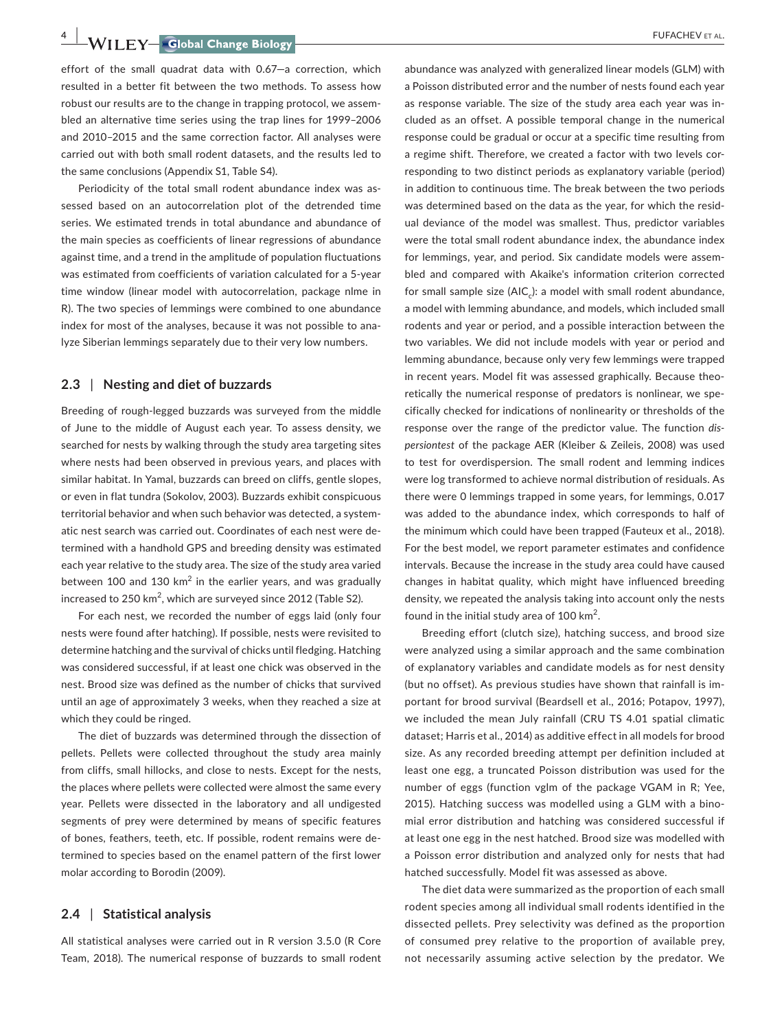effort of the small quadrat data with 0.67—a correction, which resulted in a better fit between the two methods. To assess how robust our results are to the change in trapping protocol, we assembled an alternative time series using the trap lines for 1999–2006 and 2010–2015 and the same correction factor. All analyses were carried out with both small rodent datasets, and the results led to the same conclusions (Appendix S1, Table S4).

Periodicity of the total small rodent abundance index was assessed based on an autocorrelation plot of the detrended time series. We estimated trends in total abundance and abundance of the main species as coefficients of linear regressions of abundance against time, and a trend in the amplitude of population fluctuations was estimated from coefficients of variation calculated for a 5-year time window (linear model with autocorrelation, package nlme in R). The two species of lemmings were combined to one abundance index for most of the analyses, because it was not possible to analyze Siberian lemmings separately due to their very low numbers.

### 2.3 | Nesting and diet of buzzards

Breeding of rough-legged buzzards was surveyed from the middle of June to the middle of August each year. To assess density, we searched for nests by walking through the study area targeting sites where nests had been observed in previous years, and places with similar habitat. In Yamal, buzzards can breed on cliffs, gentle slopes, or even in flat tundra (Sokolov, 2003). Buzzards exhibit conspicuous territorial behavior and when such behavior was detected, a systematic nest search was carried out. Coordinates of each nest were determined with a handhold GPS and breeding density was estimated each year relative to the study area. The size of the study area varied between 100 and 130 km$^2$ in the earlier years, and was gradually increased to 250 km$^2$, which are surveyed since 2012 (Table S2).

For each nest, we recorded the number of eggs laid (only four nests were found after hatching). If possible, nests were revisited to determine hatching and the survival of chicks until fledging. Hatching was considered successful, if at least one chick was observed in the nest. Brood size was defined as the number of chicks that survived until an age of approximately 3 weeks, when they reached a size at which they could be ringed.

The diet of buzzards was determined through the dissection of pellets. Pellets were collected throughout the study area mainly from cliffs, small hillocks, and close to nests. Except for the nests, the places where pellets were collected were almost the same every year. Pellets were dissected in the laboratory and all undigested segments of prey were determined by means of specific features of bones, feathers, teeth, etc. If possible, rodent remains were determined to species based on the enamel pattern of the first lower molar according to Borodin (2009).

### 2.4 | Statistical analysis

All statistical analyses were carried out in R version 3.5.0 (R Core Team, 2018). The numerical response of buzzards to small rodent abundance was analyzed with generalized linear models (GLM) with a Poisson distributed error and the number of nests found each year as response variable. The size of the study area each year was included as an offset. A possible temporal change in the numerical response could be gradual or occur at a specific time resulting from a regime shift. Therefore, we created a factor with two levels corresponding to two distinct periods as explanatory variable (period) in addition to continuous time. The break between the two periods was determined based on the data as the year, for which the residual deviance of the model was smallest. Thus, predictor variables were the total small rodent abundance index, the abundance index for lemmings, year, and period. Six candidate models were assembled and compared with Akaike's information criterion corrected for small sample size (AIC$_c$): a model with small rodent abundance, a model with lemming abundance, and models, which included small rodents and year or period, and a possible interaction between the two variables. We did not include models with year or period and lemming abundance, because only very few lemmings were trapped in recent years. Model fit was assessed graphically. Because theoretically the numerical response of predators is nonlinear, we specifically checked for indications of nonlinearity or thresholds of the response over the range of the predictor value. The function *dispersiontest* of the package AER (Kleiber & Zeileis, 2008) was used to test for overdispersion. The small rodent and lemming indices were log transformed to achieve normal distribution of residuals. As there were 0 lemmings trapped in some years, for lemmings, 0.017 was added to the abundance index, which corresponds to half of the minimum which could have been trapped (Fauteux et al., 2018). For the best model, we report parameter estimates and confidence intervals. Because the increase in the study area could have caused changes in habitat quality, which might have influenced breeding density, we repeated the analysis taking into account only the nests found in the initial study area of 100 km$^2$.

Breeding effort (clutch size), hatching success, and brood size were analyzed using a similar approach and the same combination of explanatory variables and candidate models as for nest density (but no offset). As previous studies have shown that rainfall is important for brood survival (Beardsell et al., 2016; Potapov, 1997), we included the mean July rainfall (CRU TS 4.01 spatial climatic dataset; Harris et al., 2014) as additive effect in all models for brood size. As any recorded breeding attempt per definition included at least one egg, a truncated Poisson distribution was used for the number of eggs (function vglm of the package VGAM in R; Yee, 2015). Hatching success was modelled using a GLM with a binomial error distribution and hatching was considered successful if at least one egg in the nest hatched. Brood size was modelled with a Poisson error distribution and analyzed only for nests that had hatched successfully. Model fit was assessed as above.

The diet data were summarized as the proportion of each small rodent species among all individual small rodents identified in the dissected pellets. Prey selectivity was defined as the proportion of consumed prey relative to the proportion of available prey, not necessarily assuming active selection by the predator. We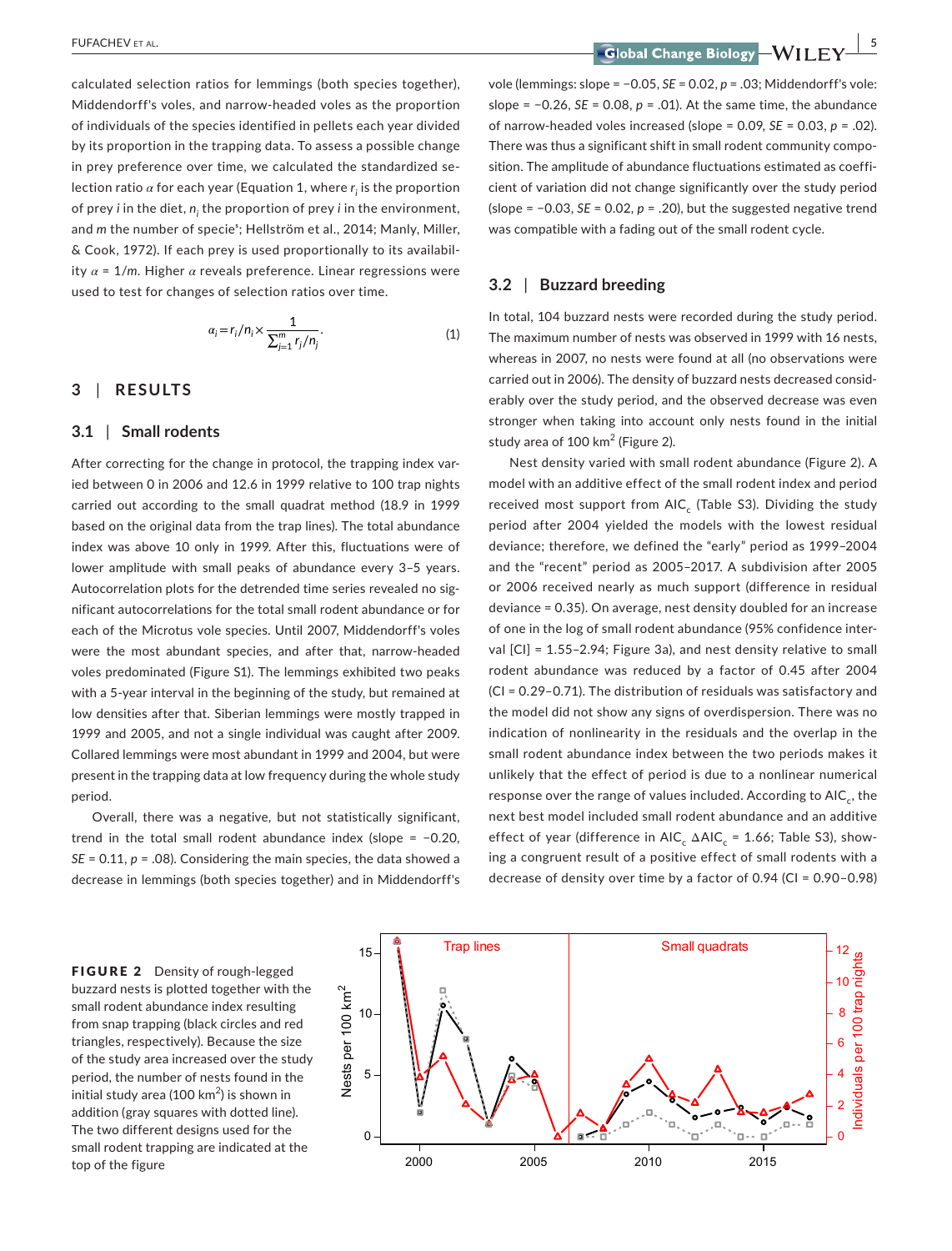calculated selection ratios for lemmings (both species together), Middendorff's voles, and narrow-headed voles as the proportion of individuals of the species identified in pellets each year divided by its proportion in the trapping data. To assess a possible change in prey preference over time, we calculated the standardized selection ratio $\alpha$ for each year (Equation 1, where $r_i$ is the proportion of prey $i$ in the diet, $n_i$ the proportion of prey $i$ in the environment, and $m$ the number of specie*; Hellström et al., 2014; Manly, Miller, & Cook, 1972). If each prey is used proportionally to its availability $\alpha = 1/m$. Higher $\alpha$ reveals preference. Linear regressions were used to test for changes of selection ratios over time.

$$\alpha_i = r_i/n_i \times \frac{1}{\sum_{j=1}^{m} r_j/n_j}. \tag{1}$$

## 3 | RESULTS

### 3.1 | Small rodents

After correcting for the change in protocol, the trapping index varied between 0 in 2006 and 12.6 in 1999 relative to 100 trap nights carried out according to the small quadrat method (18.9 in 1999 based on the original data from the trap lines). The total abundance index was above 10 only in 1999. After this, fluctuations were of lower amplitude with small peaks of abundance every 3–5 years. Autocorrelation plots for the detrended time series revealed no significant autocorrelations for the total small rodent abundance or for each of the Microtus vole species. Until 2007, Middendorff's voles were the most abundant species, and after that, narrow-headed voles predominated (Figure S1). The lemmings exhibited two peaks with a 5-year interval in the beginning of the study, but remained at low densities after that. Siberian lemmings were mostly trapped in 1999 and 2005, and not a single individual was caught after 2009. Collared lemmings were most abundant in 1999 and 2004, but were present in the trapping data at low frequency during the whole study period.

Overall, there was a negative, but not statistically significant, trend in the total small rodent abundance index (slope = −0.20, $SE$ = 0.11, $p$ = .08). Considering the main species, the data showed a decrease in lemmings (both species together) and in Middendorff's vole (lemmings: slope = −0.05, $SE$ = 0.02, $p$ = .03; Middendorff's vole: slope = −0.26, $SE$ = 0.08, $p$ = .01). At the same time, the abundance of narrow-headed voles increased (slope = 0.09, $SE$ = 0.03, $p$ = .02). There was thus a significant shift in small rodent community composition. The amplitude of abundance fluctuations estimated as coefficient of variation did not change significantly over the study period (slope = −0.03, $SE$ = 0.02, $p$ = .20), but the suggested negative trend was compatible with a fading out of the small rodent cycle.

### 3.2 | Buzzard breeding

In total, 104 buzzard nests were recorded during the study period. The maximum number of nests was observed in 1999 with 16 nests, whereas in 2007, no nests were found at all (no observations were carried out in 2006). The density of buzzard nests decreased considerably over the study period, and the observed decrease was even stronger when taking into account only nests found in the initial study area of 100 km$^2$ (Figure 2).

Nest density varied with small rodent abundance (Figure 2). A model with an additive effect of the small rodent index and period received most support from AIC$_c$ (Table S3). Dividing the study period after 2004 yielded the models with the lowest residual deviance; therefore, we defined the "early" period as 1999–2004 and the "recent" period as 2005–2017. A subdivision after 2005 or 2006 received nearly as much support (difference in residual deviance = 0.35). On average, nest density doubled for an increase of one in the log of small rodent abundance (95% confidence interval [CI] = 1.55–2.94; Figure 3a), and nest density relative to small rodent abundance was reduced by a factor of 0.45 after 2004 (CI = 0.29–0.71). The distribution of residuals was satisfactory and the model did not show any signs of overdispersion. There was no indication of nonlinearity in the residuals and the overlap in the small rodent abundance index between the two periods makes it unlikely that the effect of period is due to a nonlinear numerical response over the range of values included. According to AIC$_c$, the next best model included small rodent abundance and an additive effect of year (difference in AIC$_c$ $\Delta$AIC$_c$ = 1.66; Table S3), showing a congruent result of a positive effect of small rodents with a decrease of density over time by a factor of 0.94 (CI = 0.90–0.98)

**FIGURE 2** Density of rough-legged buzzard nests is plotted together with the small rodent abundance index resulting from snap trapping (black circles and red triangles, respectively). Because the size of the study area increased over the study period, the number of nests found in the initial study area (100 km$^2$) is shown in addition (gray squares with dotted line). The two different designs used for the small rodent trapping are indicated at the top of the figure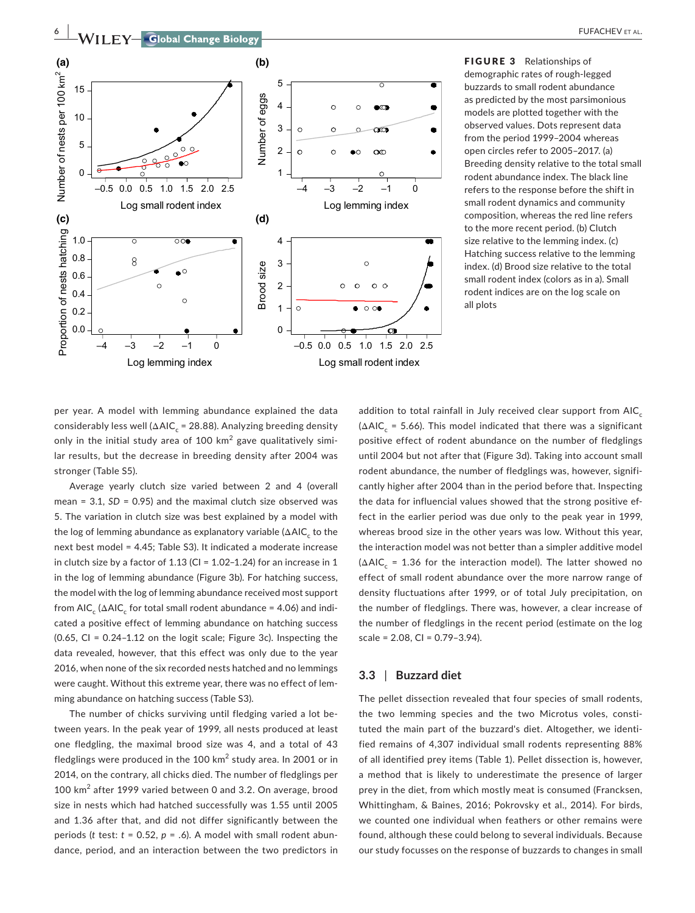FIGURE 3 Relationships of demographic rates of rough-legged buzzards to small rodent abundance as predicted by the most parsimonious models are plotted together with the observed values. Dots represent data from the period 1999–2004 whereas open circles refer to 2005–2017. (a) Breeding density relative to the total small rodent abundance index. The black line refers to the response before the shift in small rodent dynamics and community composition, whereas the red line refers to the more recent period. (b) Clutch size relative to the lemming index. (c) Hatching success relative to the lemming index. (d) Brood size relative to the total small rodent index (colors as in a). Small rodent indices are on the log scale on all plots

per year. A model with lemming abundance explained the data considerably less well ($\Delta AIC_c$ = 28.88). Analyzing breeding density only in the initial study area of 100 km$^2$ gave qualitatively similar results, but the decrease in breeding density after 2004 was stronger (Table S5).

Average yearly clutch size varied between 2 and 4 (overall mean = 3.1, *SD* = 0.95) and the maximal clutch size observed was 5. The variation in clutch size was best explained by a model with the log of lemming abundance as explanatory variable ($\Delta AIC_c$ to the next best model = 4.45; Table S3). It indicated a moderate increase in clutch size by a factor of 1.13 (CI = 1.02–1.24) for an increase in 1 in the log of lemming abundance (Figure 3b). For hatching success, the model with the log of lemming abundance received most support from $AIC_c$ ($\Delta AIC_c$ for total small rodent abundance = 4.06) and indicated a positive effect of lemming abundance on hatching success (0.65, CI = 0.24–1.12 on the logit scale; Figure 3c). Inspecting the data revealed, however, that this effect was only due to the year 2016, when none of the six recorded nests hatched and no lemmings were caught. Without this extreme year, there was no effect of lemming abundance on hatching success (Table S3).

The number of chicks surviving until fledging varied a lot between years. In the peak year of 1999, all nests produced at least one fledgling, the maximal brood size was 4, and a total of 43 fledglings were produced in the 100 km$^2$ study area. In 2001 or in 2014, on the contrary, all chicks died. The number of fledglings per 100 km$^2$ after 1999 varied between 0 and 3.2. On average, brood size in nests which had hatched successfully was 1.55 until 2005 and 1.36 after that, and did not differ significantly between the periods (*t* test: $t = 0.52$, $p = .6$). A model with small rodent abundance, period, and an interaction between the two predictors in addition to total rainfall in July received clear support from $AIC_c$ ($\Delta AIC_c$ = 5.66). This model indicated that there was a significant positive effect of rodent abundance on the number of fledglings until 2004 but not after that (Figure 3d). Taking into account small rodent abundance, the number of fledglings was, however, significantly higher after 2004 than in the period before that. Inspecting the data for influencial values showed that the strong positive effect in the earlier period was due only to the peak year in 1999, whereas brood size in the other years was low. Without this year, the interaction model was not better than a simpler additive model ($\Delta AIC_c$ = 1.36 for the interaction model). The latter showed no effect of small rodent abundance over the more narrow range of density fluctuations after 1999, or of total July precipitation, on the number of fledglings. There was, however, a clear increase of the number of fledglings in the recent period (estimate on the log scale = 2.08, CI = 0.79–3.94).

## 3.3 | Buzzard diet

The pellet dissection revealed that four species of small rodents, the two lemming species and the two Microtus voles, constituted the main part of the buzzard's diet. Altogether, we identified remains of 4,307 individual small rodents representing 88% of all identified prey items (Table 1). Pellet dissection is, however, a method that is likely to underestimate the presence of larger prey in the diet, from which mostly meat is consumed (Francksen, Whittingham, & Baines, 2016; Pokrovsky et al., 2014). For birds, we counted one individual when feathers or other remains were found, although these could belong to several individuals. Because our study focusses on the response of buzzards to changes in small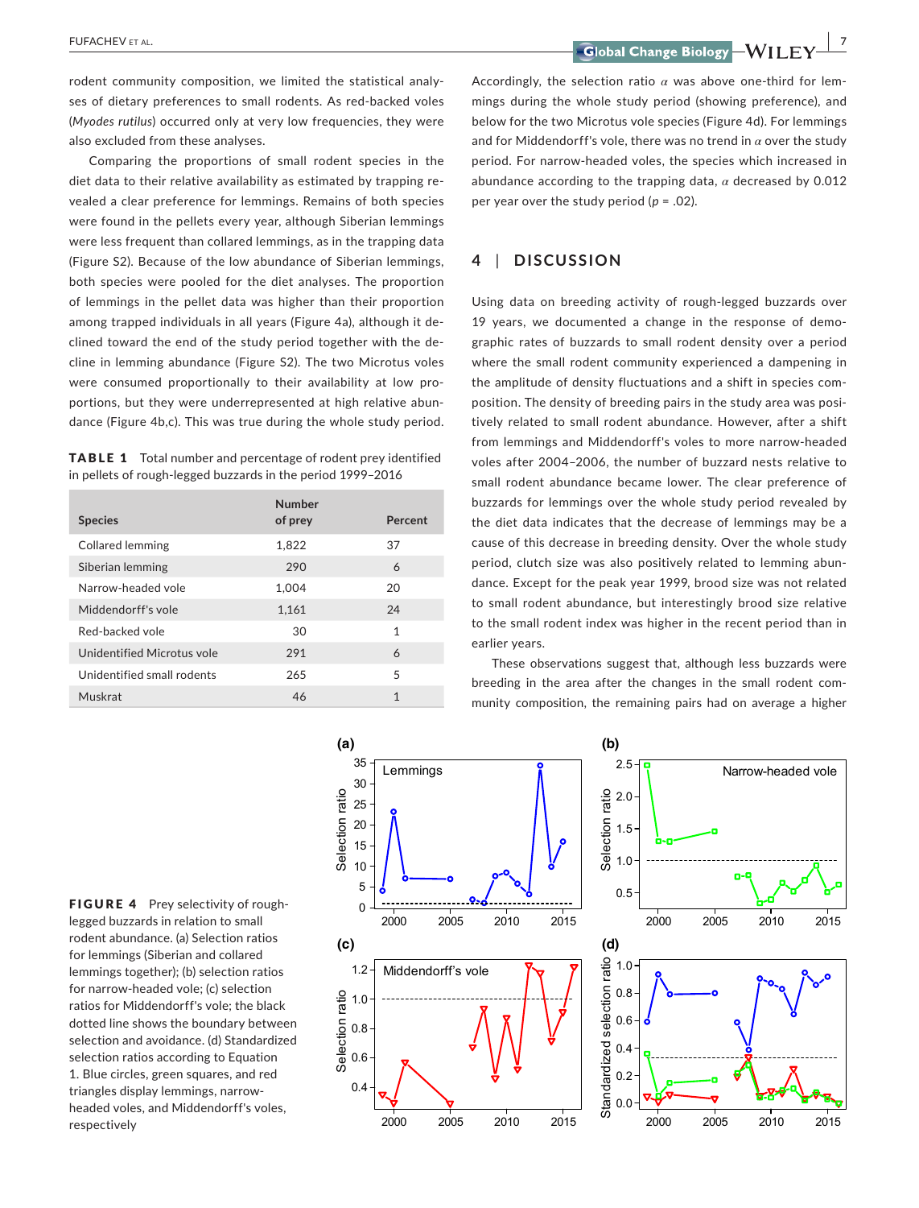rodent community composition, we limited the statistical analyses of dietary preferences to small rodents. As red-backed voles (*Myodes rutilus*) occurred only at very low frequencies, they were also excluded from these analyses.

Comparing the proportions of small rodent species in the diet data to their relative availability as estimated by trapping revealed a clear preference for lemmings. Remains of both species were found in the pellets every year, although Siberian lemmings were less frequent than collared lemmings, as in the trapping data (Figure S2). Because of the low abundance of Siberian lemmings, both species were pooled for the diet analyses. The proportion of lemmings in the pellet data was higher than their proportion among trapped individuals in all years (Figure 4a), although it declined toward the end of the study period together with the decline in lemming abundance (Figure S2). The two Microtus voles were consumed proportionally to their availability at low proportions, but they were underrepresented at high relative abundance (Figure 4b,c). This was true during the whole study period.

**TABLE 1** Total number and percentage of rodent prey identified in pellets of rough-legged buzzards in the period 1999–2016

| Species | Number of prey | Percent |
|---|---|---|
| Collared lemming | 1,822 | 37 |
| Siberian lemming | 290 | 6 |
| Narrow-headed vole | 1,004 | 20 |
| Middendorff's vole | 1,161 | 24 |
| Red-backed vole | 30 | 1 |
| Unidentified Microtus vole | 291 | 6 |
| Unidentified small rodents | 265 | 5 |
| Muskrat | 46 | 1 |

Accordingly, the selection ratio $\alpha$ was above one-third for lemmings during the whole study period (showing preference), and below for the two Microtus vole species (Figure 4d). For lemmings and for Middendorff's vole, there was no trend in $\alpha$ over the study period. For narrow-headed voles, the species which increased in abundance according to the trapping data, $\alpha$ decreased by 0.012 per year over the study period ($p = .02$).

## 4 | DISCUSSION

Using data on breeding activity of rough-legged buzzards over 19 years, we documented a change in the response of demographic rates of buzzards to small rodent density over a period where the small rodent community experienced a dampening in the amplitude of density fluctuations and a shift in species composition. The density of breeding pairs in the study area was positively related to small rodent abundance. However, after a shift from lemmings and Middendorff's voles to more narrow-headed voles after 2004–2006, the number of buzzard nests relative to small rodent abundance became lower. The clear preference of buzzards for lemmings over the whole study period revealed by the diet data indicates that the decrease of lemmings may be a cause of this decrease in breeding density. Over the whole study period, clutch size was also positively related to lemming abundance. Except for the peak year 1999, brood size was not related to small rodent abundance, but interestingly brood size relative to the small rodent index was higher in the recent period than in earlier years.

These observations suggest that, although less buzzards were breeding in the area after the changes in the small rodent community composition, the remaining pairs had on average a higher

**FIGURE 4** Prey selectivity of rough-legged buzzards in relation to small rodent abundance. (a) Selection ratios for lemmings (Siberian and collared lemmings together); (b) selection ratios for narrow-headed vole; (c) selection ratios for Middendorff's vole; the black dotted line shows the boundary between selection and avoidance. (d) Standardized selection ratios according to Equation 1. Blue circles, green squares, and red triangles display lemmings, narrow-headed voles, and Middendorff's voles, respectively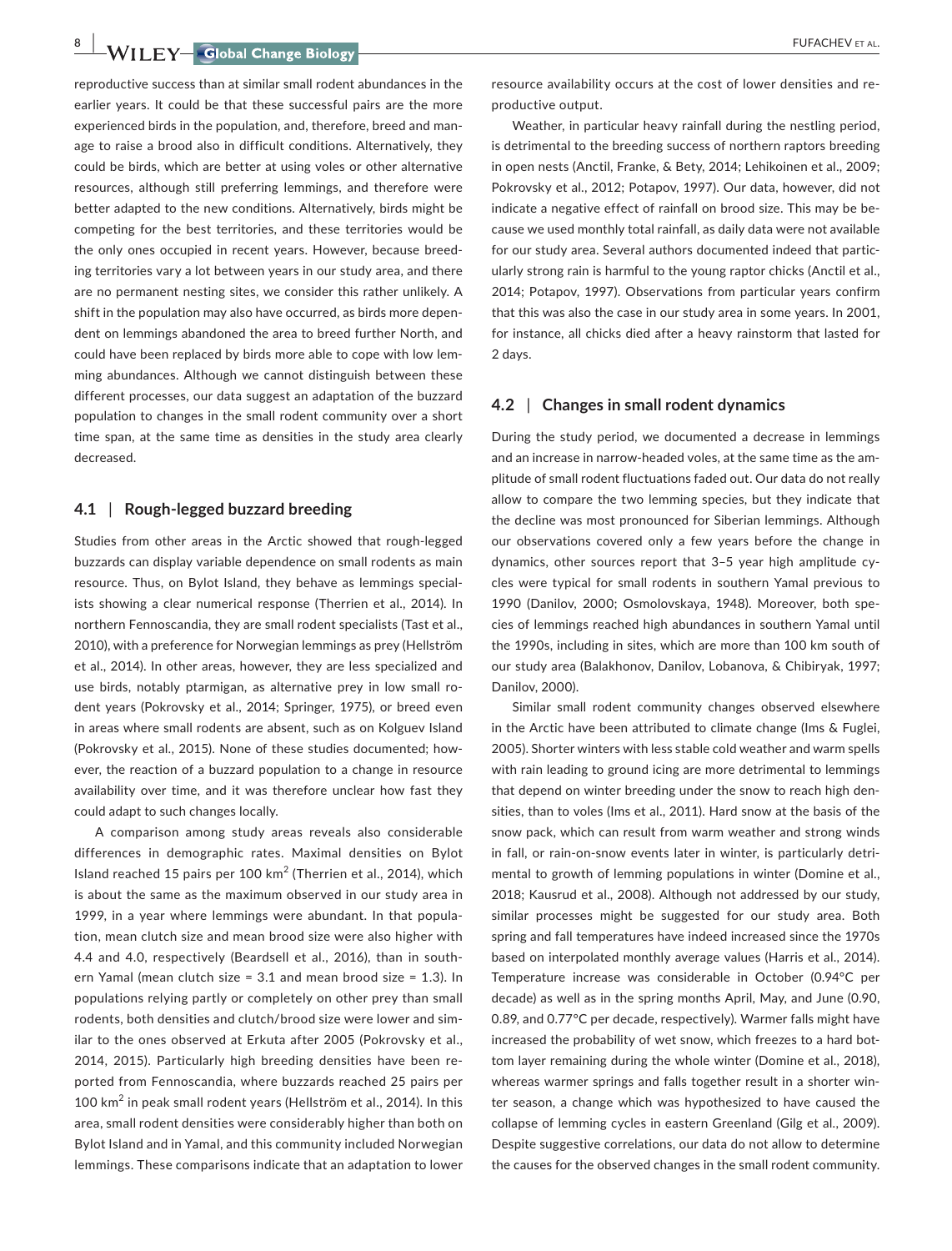reproductive success than at similar small rodent abundances in the earlier years. It could be that these successful pairs are the more experienced birds in the population, and, therefore, breed and manage to raise a brood also in difficult conditions. Alternatively, they could be birds, which are better at using voles or other alternative resources, although still preferring lemmings, and therefore were better adapted to the new conditions. Alternatively, birds might be competing for the best territories, and these territories would be the only ones occupied in recent years. However, because breeding territories vary a lot between years in our study area, and there are no permanent nesting sites, we consider this rather unlikely. A shift in the population may also have occurred, as birds more dependent on lemmings abandoned the area to breed further North, and could have been replaced by birds more able to cope with low lemming abundances. Although we cannot distinguish between these different processes, our data suggest an adaptation of the buzzard population to changes in the small rodent community over a short time span, at the same time as densities in the study area clearly decreased.

### 4.1 | Rough-legged buzzard breeding

Studies from other areas in the Arctic showed that rough-legged buzzards can display variable dependence on small rodents as main resource. Thus, on Bylot Island, they behave as lemmings specialists showing a clear numerical response (Therrien et al., 2014). In northern Fennoscandia, they are small rodent specialists (Tast et al., 2010), with a preference for Norwegian lemmings as prey (Hellström et al., 2014). In other areas, however, they are less specialized and use birds, notably ptarmigan, as alternative prey in low small rodent years (Pokrovsky et al., 2014; Springer, 1975), or breed even in areas where small rodents are absent, such as on Kolguev Island (Pokrovsky et al., 2015). None of these studies documented; however, the reaction of a buzzard population to a change in resource availability over time, and it was therefore unclear how fast they could adapt to such changes locally.

A comparison among study areas reveals also considerable differences in demographic rates. Maximal densities on Bylot Island reached 15 pairs per 100 km$^2$ (Therrien et al., 2014), which is about the same as the maximum observed in our study area in 1999, in a year where lemmings were abundant. In that population, mean clutch size and mean brood size were also higher with 4.4 and 4.0, respectively (Beardsell et al., 2016), than in southern Yamal (mean clutch size = 3.1 and mean brood size = 1.3). In populations relying partly or completely on other prey than small rodents, both densities and clutch/brood size were lower and similar to the ones observed at Erkuta after 2005 (Pokrovsky et al., 2014, 2015). Particularly high breeding densities have been reported from Fennoscandia, where buzzards reached 25 pairs per 100 km$^2$ in peak small rodent years (Hellström et al., 2014). In this area, small rodent densities were considerably higher than both on Bylot Island and in Yamal, and this community included Norwegian lemmings. These comparisons indicate that an adaptation to lower resource availability occurs at the cost of lower densities and reproductive output.

Weather, in particular heavy rainfall during the nestling period, is detrimental to the breeding success of northern raptors breeding in open nests (Anctil, Franke, & Bety, 2014; Lehikoinen et al., 2009; Pokrovsky et al., 2012; Potapov, 1997). Our data, however, did not indicate a negative effect of rainfall on brood size. This may be because we used monthly total rainfall, as daily data were not available for our study area. Several authors documented indeed that particularly strong rain is harmful to the young raptor chicks (Anctil et al., 2014; Potapov, 1997). Observations from particular years confirm that this was also the case in our study area in some years. In 2001, for instance, all chicks died after a heavy rainstorm that lasted for 2 days.

### 4.2 | Changes in small rodent dynamics

During the study period, we documented a decrease in lemmings and an increase in narrow-headed voles, at the same time as the amplitude of small rodent fluctuations faded out. Our data do not really allow to compare the two lemming species, but they indicate that the decline was most pronounced for Siberian lemmings. Although our observations covered only a few years before the change in dynamics, other sources report that 3–5 year high amplitude cycles were typical for small rodents in southern Yamal previous to 1990 (Danilov, 2000; Osmolovskaya, 1948). Moreover, both species of lemmings reached high abundances in southern Yamal until the 1990s, including in sites, which are more than 100 km south of our study area (Balakhonov, Danilov, Lobanova, & Chibiryak, 1997; Danilov, 2000).

Similar small rodent community changes observed elsewhere in the Arctic have been attributed to climate change (Ims & Fuglei, 2005). Shorter winters with less stable cold weather and warm spells with rain leading to ground icing are more detrimental to lemmings that depend on winter breeding under the snow to reach high densities, than to voles (Ims et al., 2011). Hard snow at the basis of the snow pack, which can result from warm weather and strong winds in fall, or rain-on-snow events later in winter, is particularly detrimental to growth of lemming populations in winter (Domine et al., 2018; Kausrud et al., 2008). Although not addressed by our study, similar processes might be suggested for our study area. Both spring and fall temperatures have indeed increased since the 1970s based on interpolated monthly average values (Harris et al., 2014). Temperature increase was considerable in October (0.94°C per decade) as well as in the spring months April, May, and June (0.90, 0.89, and 0.77°C per decade, respectively). Warmer falls might have increased the probability of wet snow, which freezes to a hard bottom layer remaining during the whole winter (Domine et al., 2018), whereas warmer springs and falls together result in a shorter winter season, a change which was hypothesized to have caused the collapse of lemming cycles in eastern Greenland (Gilg et al., 2009). Despite suggestive correlations, our data do not allow to determine the causes for the observed changes in the small rodent community.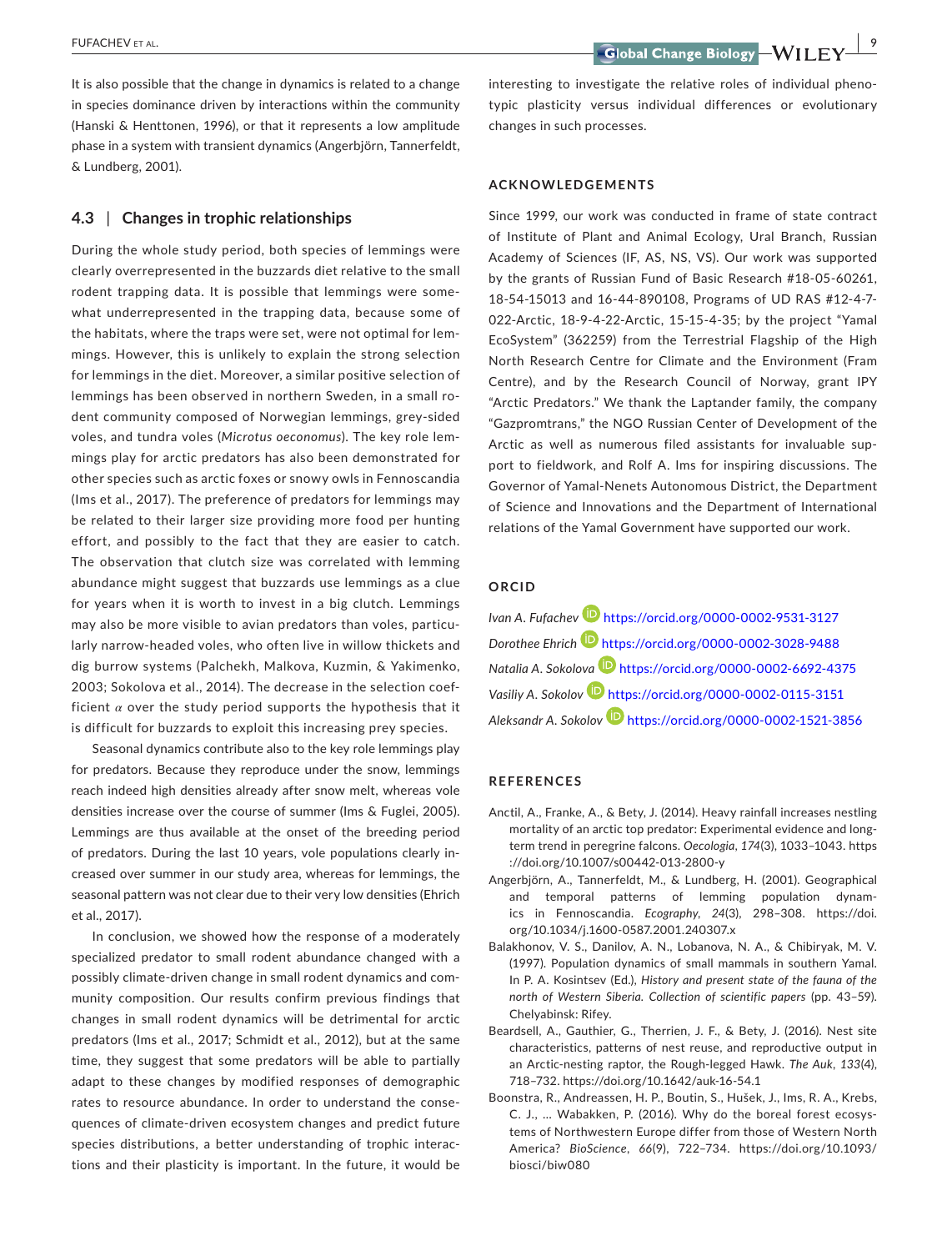It is also possible that the change in dynamics is related to a change in species dominance driven by interactions within the community (Hanski & Henttonen, 1996), or that it represents a low amplitude phase in a system with transient dynamics (Angerbjörn, Tannerfeldt, & Lundberg, 2001).

### 4.3 | Changes in trophic relationships

During the whole study period, both species of lemmings were clearly overrepresented in the buzzards diet relative to the small rodent trapping data. It is possible that lemmings were somewhat underrepresented in the trapping data, because some of the habitats, where the traps were set, were not optimal for lemmings. However, this is unlikely to explain the strong selection for lemmings in the diet. Moreover, a similar positive selection of lemmings has been observed in northern Sweden, in a small rodent community composed of Norwegian lemmings, grey-sided voles, and tundra voles (*Microtus oeconomus*). The key role lemmings play for arctic predators has also been demonstrated for other species such as arctic foxes or snowy owls in Fennoscandia (Ims et al., 2017). The preference of predators for lemmings may be related to their larger size providing more food per hunting effort, and possibly to the fact that they are easier to catch. The observation that clutch size was correlated with lemming abundance might suggest that buzzards use lemmings as a clue for years when it is worth to invest in a big clutch. Lemmings may also be more visible to avian predators than voles, particularly narrow-headed voles, who often live in willow thickets and dig burrow systems (Palchekh, Malkova, Kuzmin, & Yakimenko, 2003; Sokolova et al., 2014). The decrease in the selection coefficient $\alpha$ over the study period supports the hypothesis that it is difficult for buzzards to exploit this increasing prey species.

Seasonal dynamics contribute also to the key role lemmings play for predators. Because they reproduce under the snow, lemmings reach indeed high densities already after snow melt, whereas vole densities increase over the course of summer (Ims & Fuglei, 2005). Lemmings are thus available at the onset of the breeding period of predators. During the last 10 years, vole populations clearly increased over summer in our study area, whereas for lemmings, the seasonal pattern was not clear due to their very low densities (Ehrich et al., 2017).

In conclusion, we showed how the response of a moderately specialized predator to small rodent abundance changed with a possibly climate-driven change in small rodent dynamics and community composition. Our results confirm previous findings that changes in small rodent dynamics will be detrimental for arctic predators (Ims et al., 2017; Schmidt et al., 2012), but at the same time, they suggest that some predators will be able to partially adapt to these changes by modified responses of demographic rates to resource abundance. In order to understand the consequences of climate-driven ecosystem changes and predict future species distributions, a better understanding of trophic interactions and their plasticity is important. In the future, it would be interesting to investigate the relative roles of individual phenotypic plasticity versus individual differences or evolutionary changes in such processes.

## ACKNOWLEDGEMENTS

Since 1999, our work was conducted in frame of state contract of Institute of Plant and Animal Ecology, Ural Branch, Russian Academy of Sciences (IF, AS, NS, VS). Our work was supported by the grants of Russian Fund of Basic Research #18-05-60261, 18-54-15013 and 16-44-890108, Programs of UD RAS #12-4-7-022-Arctic, 18-9-4-22-Arctic, 15-15-4-35; by the project "Yamal EcoSystem" (362259) from the Terrestrial Flagship of the High North Research Centre for Climate and the Environment (Fram Centre), and by the Research Council of Norway, grant IPY "Arctic Predators." We thank the Laptander family, the company "Gazpromtrans," the NGO Russian Center of Development of the Arctic as well as numerous filed assistants for invaluable support to fieldwork, and Rolf A. Ims for inspiring discussions. The Governor of Yamal-Nenets Autonomous District, the Department of Science and Innovations and the Department of International relations of the Yamal Government have supported our work.

## ORCID

*Ivan A. Fufachev* https://orcid.org/0000-0002-9531-3127
*Dorothee Ehrich* https://orcid.org/0000-0002-3028-9488
*Natalia A. Sokolova* https://orcid.org/0000-0002-6692-4375
*Vasiliy A. Sokolov* https://orcid.org/0000-0002-0115-3151
*Aleksandr A. Sokolov* https://orcid.org/0000-0002-1521-3856

## REFERENCES

Anctil, A., Franke, A., & Bety, J. (2014). Heavy rainfall increases nestling mortality of an arctic top predator: Experimental evidence and long-term trend in peregrine falcons. *Oecologia*, *174*(3), 1033–1043. https://doi.org/10.1007/s00442-013-2800-y

Angerbjörn, A., Tannerfeldt, M., & Lundberg, H. (2001). Geographical and temporal patterns of lemming population dynamics in Fennoscandia. *Ecography*, *24*(3), 298–308. https://doi.org/10.1034/j.1600-0587.2001.240307.x

Balakhonov, V. S., Danilov, A. N., Lobanova, N. A., & Chibiryak, M. V. (1997). Population dynamics of small mammals in southern Yamal. In P. A. Kosintsev (Ed.), *History and present state of the fauna of the north of Western Siberia. Collection of scientific papers* (pp. 43–59). Chelyabinsk: Rifey.

Beardsell, A., Gauthier, G., Therrien, J. F., & Bety, J. (2016). Nest site characteristics, patterns of nest reuse, and reproductive output in an Arctic-nesting raptor, the Rough-legged Hawk. *The Auk*, *133*(4), 718–732. https://doi.org/10.1642/auk-16-54.1

Boonstra, R., Andreassen, H. P., Boutin, S., Hušek, J., Ims, R. A., Krebs, C. J., … Wabakken, P. (2016). Why do the boreal forest ecosystems of Northwestern Europe differ from those of Western North America? *BioScience*, *66*(9), 722–734. https://doi.org/10.1093/biosci/biw080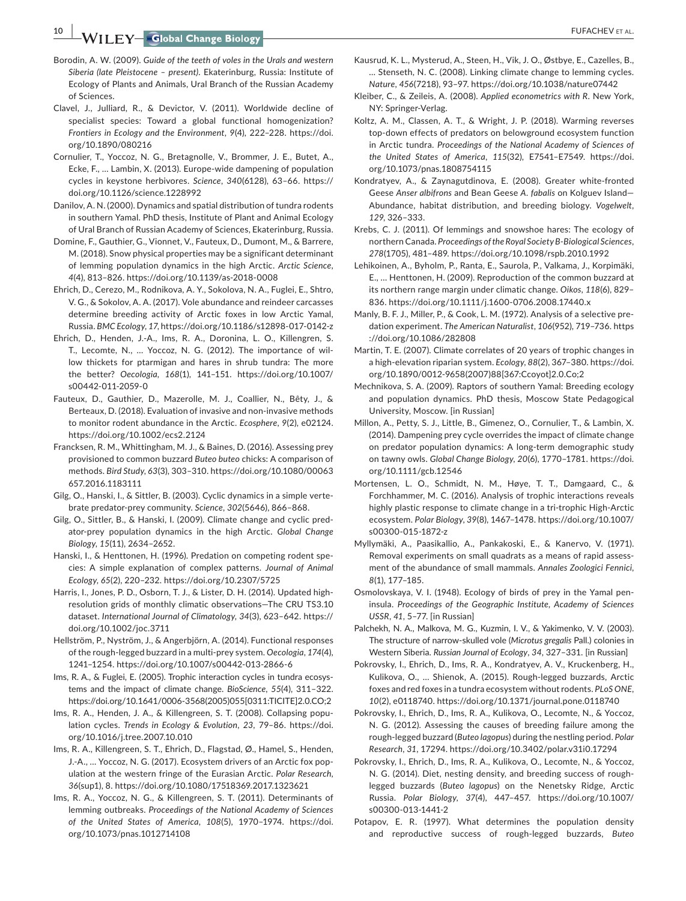Borodin, A. W. (2009). *Guide of the teeth of voles in the Urals and western Siberia (late Pleistocene – present)*. Ekaterinburg, Russia: Institute of Ecology of Plants and Animals, Ural Branch of the Russian Academy of Sciences.

Clavel, J., Julliard, R., & Devictor, V. (2011). Worldwide decline of specialist species: Toward a global functional homogenization? *Frontiers in Ecology and the Environment*, *9*(4), 222–228. https://doi.org/10.1890/080216

Cornulier, T., Yoccoz, N. G., Bretagnolle, V., Brommer, J. E., Butet, A., Ecke, F., … Lambin, X. (2013). Europe-wide dampening of population cycles in keystone herbivores. *Science*, *340*(6128), 63–66. https://doi.org/10.1126/science.1228992

Danilov, A. N. (2000). Dynamics and spatial distribution of tundra rodents in southern Yamal. PhD thesis, Institute of Plant and Animal Ecology of Ural Branch of Russian Academy of Sciences, Ekaterinburg, Russia.

Domine, F., Gauthier, G., Vionnet, V., Fauteux, D., Dumont, M., & Barrere, M. (2018). Snow physical properties may be a significant determinant of lemming population dynamics in the high Arctic. *Arctic Science*, *4*(4), 813–826. https://doi.org/10.1139/as-2018-0008

Ehrich, D., Cerezo, M., Rodnikova, A. Y., Sokolova, N. A., Fuglei, E., Shtro, V. G., & Sokolov, A. A. (2017). Vole abundance and reindeer carcasses determine breeding activity of Arctic foxes in low Arctic Yamal, Russia. *BMC Ecology*, *17*, https://doi.org/10.1186/s12898-017-0142-z

Ehrich, D., Henden, J.-A., Ims, R. A., Doronina, L. O., Killengren, S. T., Lecomte, N., … Yoccoz, N. G. (2012). The importance of willow thickets for ptarmigan and hares in shrub tundra: The more the better? *Oecologia*, *168*(1), 141–151. https://doi.org/10.1007/s00442-011-2059-0

Fauteux, D., Gauthier, D., Mazerolle, M. J., Coallier, N., Bêty, J., & Berteaux, D. (2018). Evaluation of invasive and non-invasive methods to monitor rodent abundance in the Arctic. *Ecosphere*, *9*(2), e02124. https://doi.org/10.1002/ecs2.2124

Francksen, R. M., Whittingham, M. J., & Baines, D. (2016). Assessing prey provisioned to common buzzard *Buteo buteo* chicks: A comparison of methods. *Bird Study*, *63*(3), 303–310. https://doi.org/10.1080/00063657.2016.1183111

Gilg, O., Hanski, I., & Sittler, B. (2003). Cyclic dynamics in a simple vertebrate predator-prey community. *Science*, *302*(5646), 866–868.

Gilg, O., Sittler, B., & Hanski, I. (2009). Climate change and cyclic predator-prey population dynamics in the high Arctic. *Global Change Biology*, *15*(11), 2634–2652.

Hanski, I., & Henttonen, H. (1996). Predation on competing rodent species: A simple explanation of complex patterns. *Journal of Animal Ecology*, *65*(2), 220–232. https://doi.org/10.2307/5725

Harris, I., Jones, P. D., Osborn, T. J., & Lister, D. H. (2014). Updated high-resolution grids of monthly climatic observations—The CRU TS3.10 dataset. *International Journal of Climatology*, *34*(3), 623–642. https://doi.org/10.1002/joc.3711

Hellström, P., Nyström, J., & Angerbjörn, A. (2014). Functional responses of the rough-legged buzzard in a multi-prey system. *Oecologia*, *174*(4), 1241–1254. https://doi.org/10.1007/s00442-013-2866-6

Ims, R. A., & Fuglei, E. (2005). Trophic interaction cycles in tundra ecosystems and the impact of climate change. *BioScience*, *55*(4), 311–322. https://doi.org/10.1641/0006-3568(2005)055[0311:TICITE]2.0.CO;2

Ims, R. A., Henden, J. A., & Killengreen, S. T. (2008). Collapsing population cycles. *Trends in Ecology & Evolution*, *23*, 79–86. https://doi.org/10.1016/j.tree.2007.10.010

Ims, R. A., Killengreen, S. T., Ehrich, D., Flagstad, Ø., Hamel, S., Henden, J.-A., … Yoccoz, N. G. (2017). Ecosystem drivers of an Arctic fox population at the western fringe of the Eurasian Arctic. *Polar Research*, *36*(sup1), 8. https://doi.org/10.1080/17518369.2017.1323621

Ims, R. A., Yoccoz, N. G., & Killengreen, S. T. (2011). Determinants of lemming outbreaks. *Proceedings of the National Academy of Sciences of the United States of America*, *108*(5), 1970–1974. https://doi.org/10.1073/pnas.1012714108

Kausrud, K. L., Mysterud, A., Steen, H., Vik, J. O., Østbye, E., Cazelles, B., … Stenseth, N. C. (2008). Linking climate change to lemming cycles. *Nature*, *456*(7218), 93–97. https://doi.org/10.1038/nature07442

Kleiber, C., & Zeileis, A. (2008). *Applied econometrics with R*. New York, NY: Springer-Verlag.

Koltz, A. M., Classen, A. T., & Wright, J. P. (2018). Warming reverses top-down effects of predators on belowground ecosystem function in Arctic tundra. *Proceedings of the National Academy of Sciences of the United States of America*, *115*(32), E7541–E7549. https://doi.org/10.1073/pnas.1808754115

Kondratyev, A., & Zaynagutdinova, E. (2008). Greater white-fronted Geese *Anser albifrons* and Bean Geese *A. fabalis* on Kolguev Island—Abundance, habitat distribution, and breeding biology. *Vogelwelt*, *129*, 326–333.

Krebs, C. J. (2011). Of lemmings and snowshoe hares: The ecology of northern Canada. *Proceedings of the Royal Society B-Biological Sciences*, *278*(1705), 481–489. https://doi.org/10.1098/rspb.2010.1992

Lehikoinen, A., Byholm, P., Ranta, E., Saurola, P., Valkama, J., Korpimäki, E., … Henttonen, H. (2009). Reproduction of the common buzzard at its northern range margin under climatic change. *Oikos*, *118*(6), 829–836. https://doi.org/10.1111/j.1600-0706.2008.17440.x

Manly, B. F. J., Miller, P., & Cook, L. M. (1972). Analysis of a selective predation experiment. *The American Naturalist*, *106*(952), 719–736. https://doi.org/10.1086/282808

Martin, T. E. (2007). Climate correlates of 20 years of trophic changes in a high-elevation riparian system. *Ecology*, *88*(2), 367–380. https://doi.org/10.1890/0012-9658(2007)88[367:Ccoyot]2.0.Co;2

Mechnikova, S. A. (2009). Raptors of southern Yamal: Breeding ecology and population dynamics. PhD thesis, Moscow State Pedagogical University, Moscow. [in Russian]

Millon, A., Petty, S. J., Little, B., Gimenez, O., Cornulier, T., & Lambin, X. (2014). Dampening prey cycle overrides the impact of climate change on predator population dynamics: A long-term demographic study on tawny owls. *Global Change Biology*, *20*(6), 1770–1781. https://doi.org/10.1111/gcb.12546

Mortensen, L. O., Schmidt, N. M., Høye, T. T., Damgaard, C., & Forchhammer, M. C. (2016). Analysis of trophic interactions reveals highly plastic response to climate change in a tri-trophic High-Arctic ecosystem. *Polar Biology*, *39*(8), 1467–1478. https://doi.org/10.1007/s00300-015-1872-z

Myllymäki, A., Paasikallio, A., Pankakoski, E., & Kanervo, V. (1971). Removal experiments on small quadrats as a means of rapid assessment of the abundance of small mammals. *Annales Zoologici Fennici*, *8*(1), 177–185.

Osmolovskaya, V. I. (1948). Ecology of birds of prey in the Yamal peninsula. *Proceedings of the Geographic Institute, Academy of Sciences USSR*, *41*, 5–77. [in Russian]

Palchekh, N. A., Malkova, M. G., Kuzmin, I. V., & Yakimenko, V. V. (2003). The structure of narrow-skulled vole (*Microtus gregalis* Pall.) colonies in Western Siberia. *Russian Journal of Ecology*, *34*, 327–331. [in Russian]

Pokrovsky, I., Ehrich, D., Ims, R. A., Kondratyev, A. V., Kruckenberg, H., Kulikova, O., … Shienok, A. (2015). Rough-legged buzzards, Arctic foxes and red foxes in a tundra ecosystem without rodents. *PLoS ONE*, *10*(2), e0118740. https://doi.org/10.1371/journal.pone.0118740

Pokrovsky, I., Ehrich, D., Ims, R. A., Kulikova, O., Lecomte, N., & Yoccoz, N. G. (2012). Assessing the causes of breeding failure among the rough-legged buzzard (*Buteo lagopus*) during the nestling period. *Polar Research*, *31*, 17294. https://doi.org/10.3402/polar.v31i0.17294

Pokrovsky, I., Ehrich, D., Ims, R. A., Kulikova, O., Lecomte, N., & Yoccoz, N. G. (2014). Diet, nesting density, and breeding success of rough-legged buzzards (*Buteo lagopus*) on the Nenetsky Ridge, Arctic Russia. *Polar Biology*, *37*(4), 447–457. https://doi.org/10.1007/s00300-013-1441-2

Potapov, E. R. (1997). What determines the population density and reproductive success of rough-legged buzzards, *Buteo*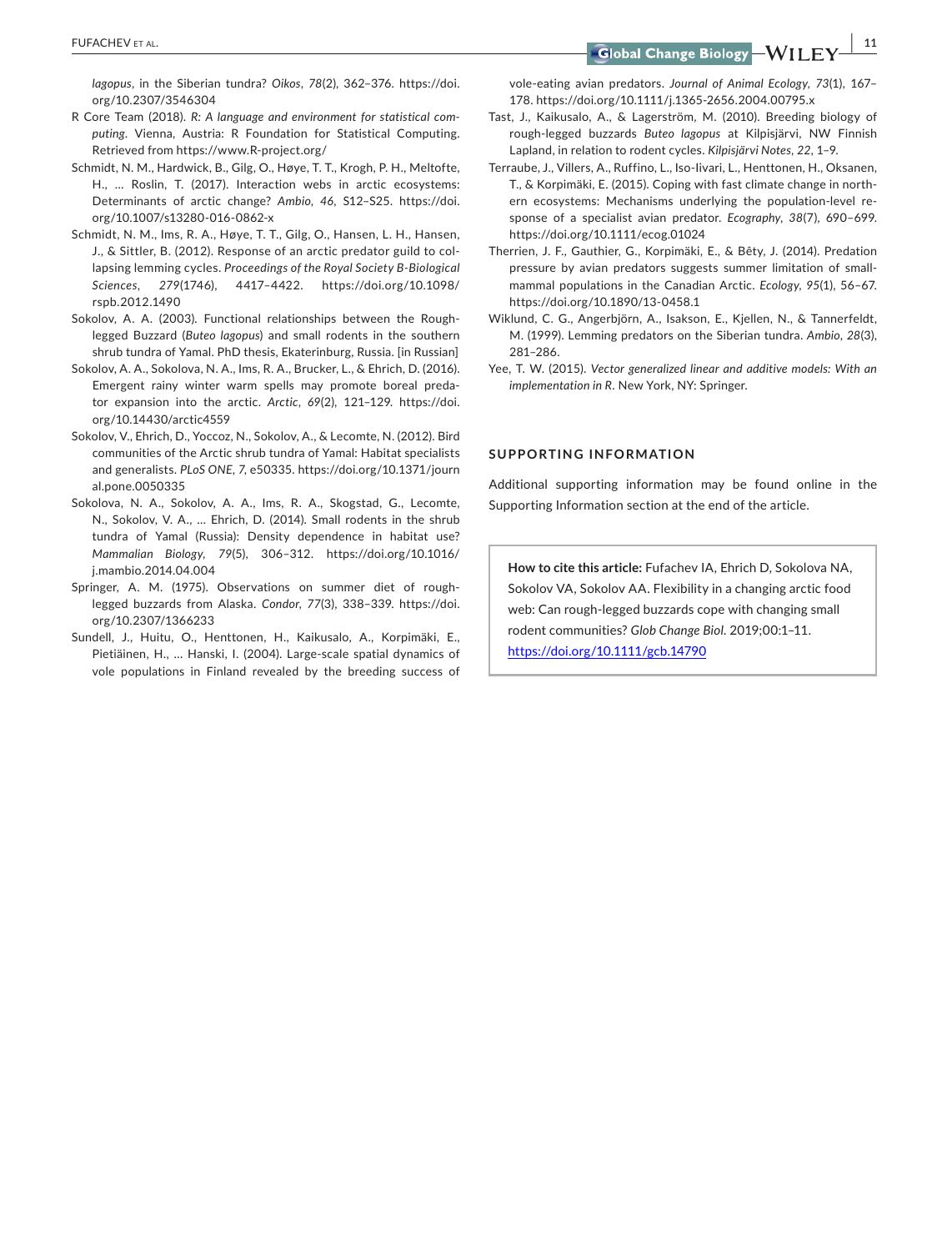*lagopus*, in the Siberian tundra? *Oikos*, *78*(2), 362–376. https://doi.org/10.2307/3546304

R Core Team (2018). *R: A language and environment for statistical computing*. Vienna, Austria: R Foundation for Statistical Computing. Retrieved from https://www.R-project.org/

Schmidt, N. M., Hardwick, B., Gilg, O., Høye, T. T., Krogh, P. H., Meltofte, H., … Roslin, T. (2017). Interaction webs in arctic ecosystems: Determinants of arctic change? *Ambio*, *46*, S12–S25. https://doi.org/10.1007/s13280-016-0862-x

Schmidt, N. M., Ims, R. A., Høye, T. T., Gilg, O., Hansen, L. H., Hansen, J., & Sittler, B. (2012). Response of an arctic predator guild to collapsing lemming cycles. *Proceedings of the Royal Society B-Biological Sciences*, *279*(1746), 4417–4422. https://doi.org/10.1098/rspb.2012.1490

Sokolov, A. A. (2003). Functional relationships between the Rough-legged Buzzard (*Buteo lagopus*) and small rodents in the southern shrub tundra of Yamal. PhD thesis, Ekaterinburg, Russia. [in Russian]

Sokolov, A. A., Sokolova, N. A., Ims, R. A., Brucker, L., & Ehrich, D. (2016). Emergent rainy winter warm spells may promote boreal predator expansion into the arctic. *Arctic*, *69*(2), 121–129. https://doi.org/10.14430/arctic4559

Sokolov, V., Ehrich, D., Yoccoz, N., Sokolov, A., & Lecomte, N. (2012). Bird communities of the Arctic shrub tundra of Yamal: Habitat specialists and generalists. *PLoS ONE*, *7*, e50335. https://doi.org/10.1371/journal.pone.0050335

Sokolova, N. A., Sokolov, A. A., Ims, R. A., Skogstad, G., Lecomte, N., Sokolov, V. A., … Ehrich, D. (2014). Small rodents in the shrub tundra of Yamal (Russia): Density dependence in habitat use? *Mammalian Biology*, *79*(5), 306–312. https://doi.org/10.1016/j.mambio.2014.04.004

Springer, A. M. (1975). Observations on summer diet of rough-legged buzzards from Alaska. *Condor*, *77*(3), 338–339. https://doi.org/10.2307/1366233

Sundell, J., Huitu, O., Henttonen, H., Kaikusalo, A., Korpimäki, E., Pietiäinen, H., … Hanski, I. (2004). Large-scale spatial dynamics of vole populations in Finland revealed by the breeding success of vole-eating avian predators. *Journal of Animal Ecology*, *73*(1), 167–178. https://doi.org/10.1111/j.1365-2656.2004.00795.x

Tast, J., Kaikusalo, A., & Lagerström, M. (2010). Breeding biology of rough-legged buzzards *Buteo lagopus* at Kilpisjärvi, NW Finnish Lapland, in relation to rodent cycles. *Kilpisjärvi Notes*, *22*, 1–9.

Terraube, J., Villers, A., Ruffino, L., Iso-Iivari, L., Henttonen, H., Oksanen, T., & Korpimäki, E. (2015). Coping with fast climate change in northern ecosystems: Mechanisms underlying the population-level response of a specialist avian predator. *Ecography*, *38*(7), 690–699. https://doi.org/10.1111/ecog.01024

Therrien, J. F., Gauthier, G., Korpimäki, E., & Bêty, J. (2014). Predation pressure by avian predators suggests summer limitation of small-mammal populations in the Canadian Arctic. *Ecology*, *95*(1), 56–67. https://doi.org/10.1890/13-0458.1

Wiklund, C. G., Angerbjörn, A., Isakson, E., Kjellen, N., & Tannerfeldt, M. (1999). Lemming predators on the Siberian tundra. *Ambio*, *28*(3), 281–286.

Yee, T. W. (2015). *Vector generalized linear and additive models: With an implementation in R*. New York, NY: Springer.

## SUPPORTING INFORMATION

Additional supporting information may be found online in the Supporting Information section at the end of the article.

**How to cite this article:** Fufachev IA, Ehrich D, Sokolova NA, Sokolov VA, Sokolov AA. Flexibility in a changing arctic food web: Can rough-legged buzzards cope with changing small rodent communities? *Glob Change Biol*. 2019;00:1–11. https://doi.org/10.1111/gcb.14790